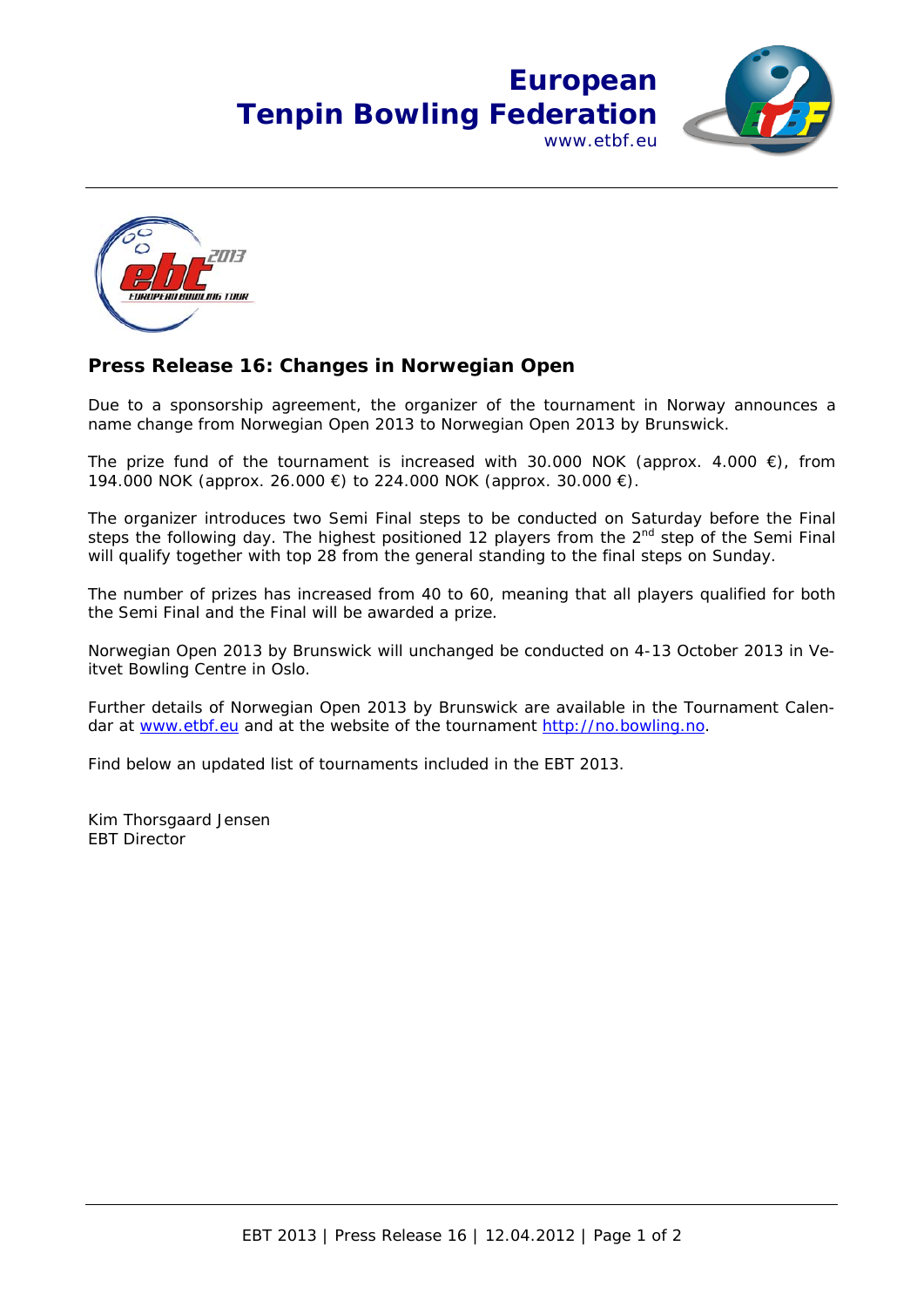**European Tenpin Bowling Federation**
www.etbf.eu

## Press Release 16: Changes in Norwegian Open

Due to a sponsorship agreement, the organizer of the tournament in Norway announces a name change from Norwegian Open 2013 to Norwegian Open 2013 by Brunswick.

The prize fund of the tournament is increased with 30.000 NOK (approx. 4.000 €), from 194.000 NOK (approx. 26.000 €) to 224.000 NOK (approx. 30.000 €).

The organizer introduces two Semi Final steps to be conducted on Saturday before the Final steps the following day. The highest positioned 12 players from the 2nd step of the Semi Final will qualify together with top 28 from the general standing to the final steps on Sunday.

The number of prizes has increased from 40 to 60, meaning that all players qualified for both the Semi Final and the Final will be awarded a prize.

Norwegian Open 2013 by Brunswick will unchanged be conducted on 4-13 October 2013 in Veitvet Bowling Centre in Oslo.

Further details of Norwegian Open 2013 by Brunswick are available in the Tournament Calendar at www.etbf.eu and at the website of the tournament http://no.bowling.no.

Find below an updated list of tournaments included in the EBT 2013.

Kim Thorsgaard Jensen
EBT Director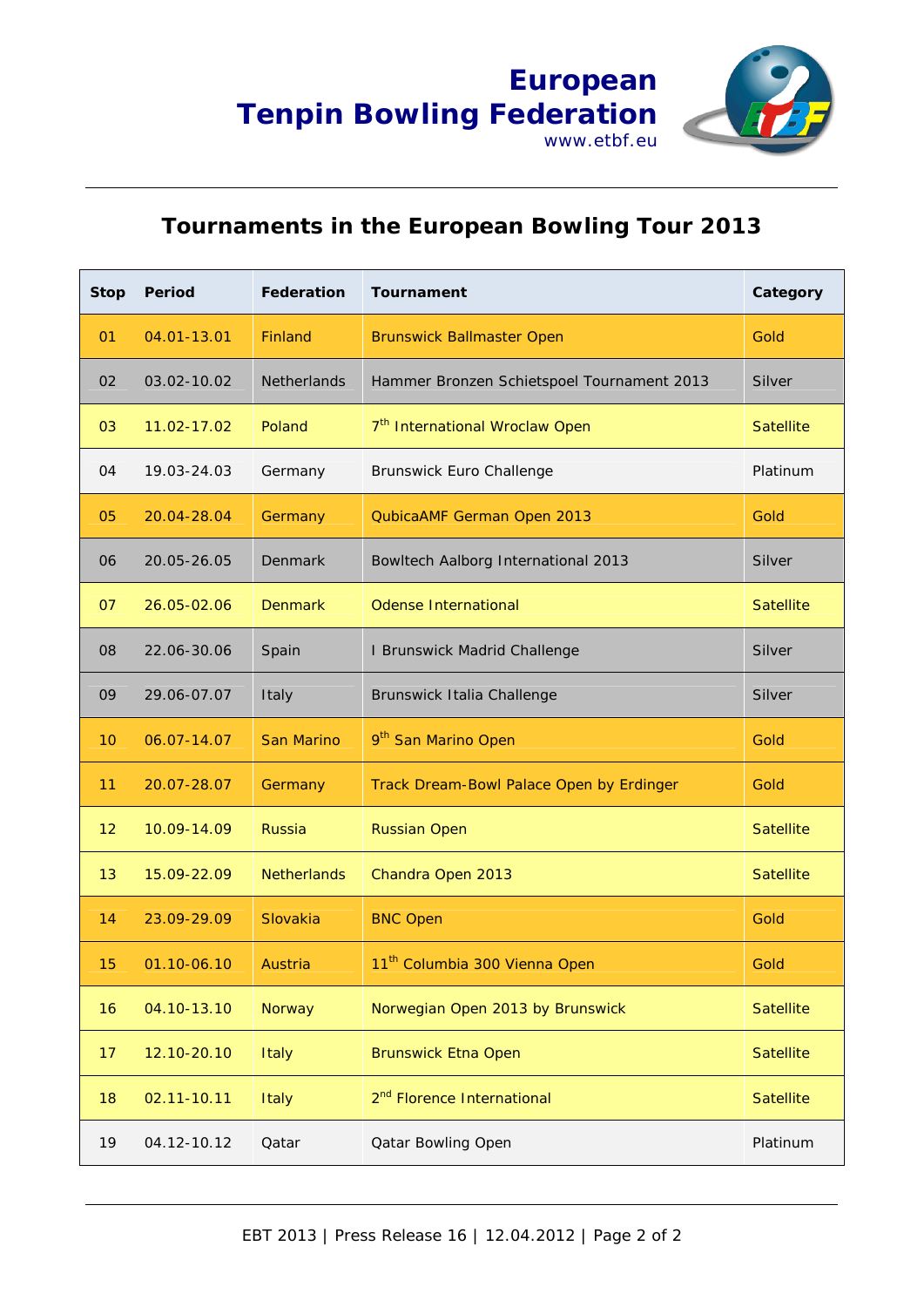European
Tenpin Bowling Federation
www.etbf.eu

## Tournaments in the European Bowling Tour 2013

| Stop | Period | Federation | Tournament | Category |
|---|---|---|---|---|
| 01 | 04.01-13.01 | Finland | Brunswick Ballmaster Open | Gold |
| 02 | 03.02-10.02 | Netherlands | Hammer Bronzen Schietspoel Tournament 2013 | Silver |
| 03 | 11.02-17.02 | Poland | 7th International Wroclaw Open | Satellite |
| 04 | 19.03-24.03 | Germany | Brunswick Euro Challenge | Platinum |
| 05 | 20.04-28.04 | Germany | QubicaAMF German Open 2013 | Gold |
| 06 | 20.05-26.05 | Denmark | Bowltech Aalborg International 2013 | Silver |
| 07 | 26.05-02.06 | Denmark | Odense International | Satellite |
| 08 | 22.06-30.06 | Spain | I Brunswick Madrid Challenge | Silver |
| 09 | 29.06-07.07 | Italy | Brunswick Italia Challenge | Silver |
| 10 | 06.07-14.07 | San Marino | 9th San Marino Open | Gold |
| 11 | 20.07-28.07 | Germany | Track Dream-Bowl Palace Open by Erdinger | Gold |
| 12 | 10.09-14.09 | Russia | Russian Open | Satellite |
| 13 | 15.09-22.09 | Netherlands | Chandra Open 2013 | Satellite |
| 14 | 23.09-29.09 | Slovakia | BNC Open | Gold |
| 15 | 01.10-06.10 | Austria | 11th Columbia 300 Vienna Open | Gold |
| 16 | 04.10-13.10 | Norway | Norwegian Open 2013 by Brunswick | Satellite |
| 17 | 12.10-20.10 | Italy | Brunswick Etna Open | Satellite |
| 18 | 02.11-10.11 | Italy | 2nd Florence International | Satellite |
| 19 | 04.12-10.12 | Qatar | Qatar Bowling Open | Platinum |